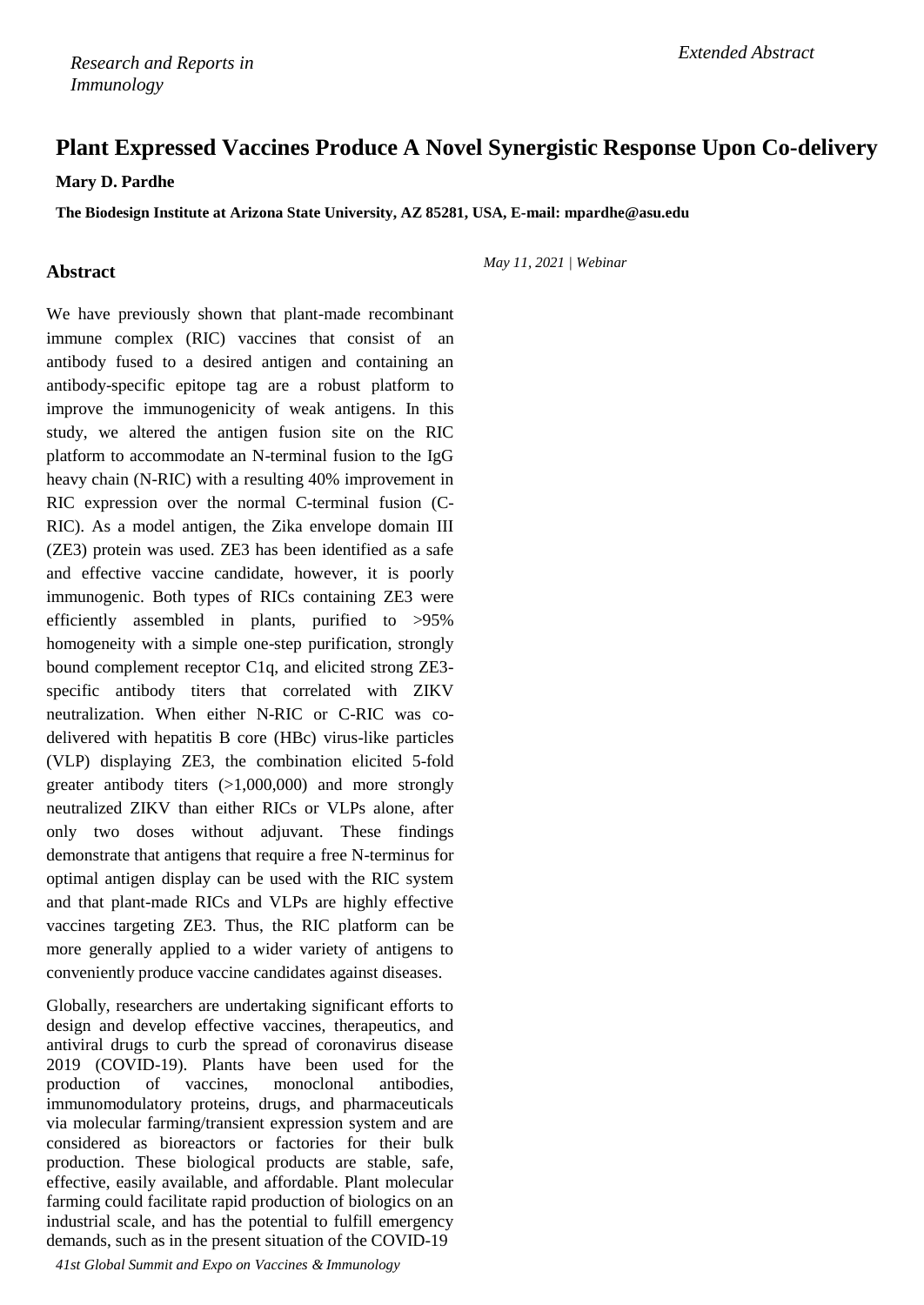# Plant Expressed Vaccines Produce A Novel Synergistic Response Upon Co-delivery

**Mary D. Pardhe**

**The Biodesign Institute at Arizona State University, AZ 85281, USA, E-mail: mpardhe@asu.edu**

*May 11, 2021 | Webinar*

## Abstract

We have previously shown that plant-made recombinant immune complex (RIC) vaccines that consist of an antibody fused to a desired antigen and containing an antibody-specific epitope tag are a robust platform to improve the immunogenicity of weak antigens. In this study, we altered the antigen fusion site on the RIC platform to accommodate an N-terminal fusion to the IgG heavy chain (N-RIC) with a resulting 40% improvement in RIC expression over the normal C-terminal fusion (C-RIC). As a model antigen, the Zika envelope domain III (ZE3) protein was used. ZE3 has been identified as a safe and effective vaccine candidate, however, it is poorly immunogenic. Both types of RICs containing ZE3 were efficiently assembled in plants, purified to >95% homogeneity with a simple one-step purification, strongly bound complement receptor C1q, and elicited strong ZE3-specific antibody titers that correlated with ZIKV neutralization. When either N-RIC or C-RIC was co-delivered with hepatitis B core (HBc) virus-like particles (VLP) displaying ZE3, the combination elicited 5-fold greater antibody titers (>1,000,000) and more strongly neutralized ZIKV than either RICs or VLPs alone, after only two doses without adjuvant. These findings demonstrate that antigens that require a free N-terminus for optimal antigen display can be used with the RIC system and that plant-made RICs and VLPs are highly effective vaccines targeting ZE3. Thus, the RIC platform can be more generally applied to a wider variety of antigens to conveniently produce vaccine candidates against diseases.

Globally, researchers are undertaking significant efforts to design and develop effective vaccines, therapeutics, and antiviral drugs to curb the spread of coronavirus disease 2019 (COVID-19). Plants have been used for the production of vaccines, monoclonal antibodies, immunomodulatory proteins, drugs, and pharmaceuticals via molecular farming/transient expression system and are considered as bioreactors or factories for their bulk production. These biological products are stable, safe, effective, easily available, and affordable. Plant molecular farming could facilitate rapid production of biologics on an industrial scale, and has the potential to fulfill emergency demands, such as in the present situation of the COVID-19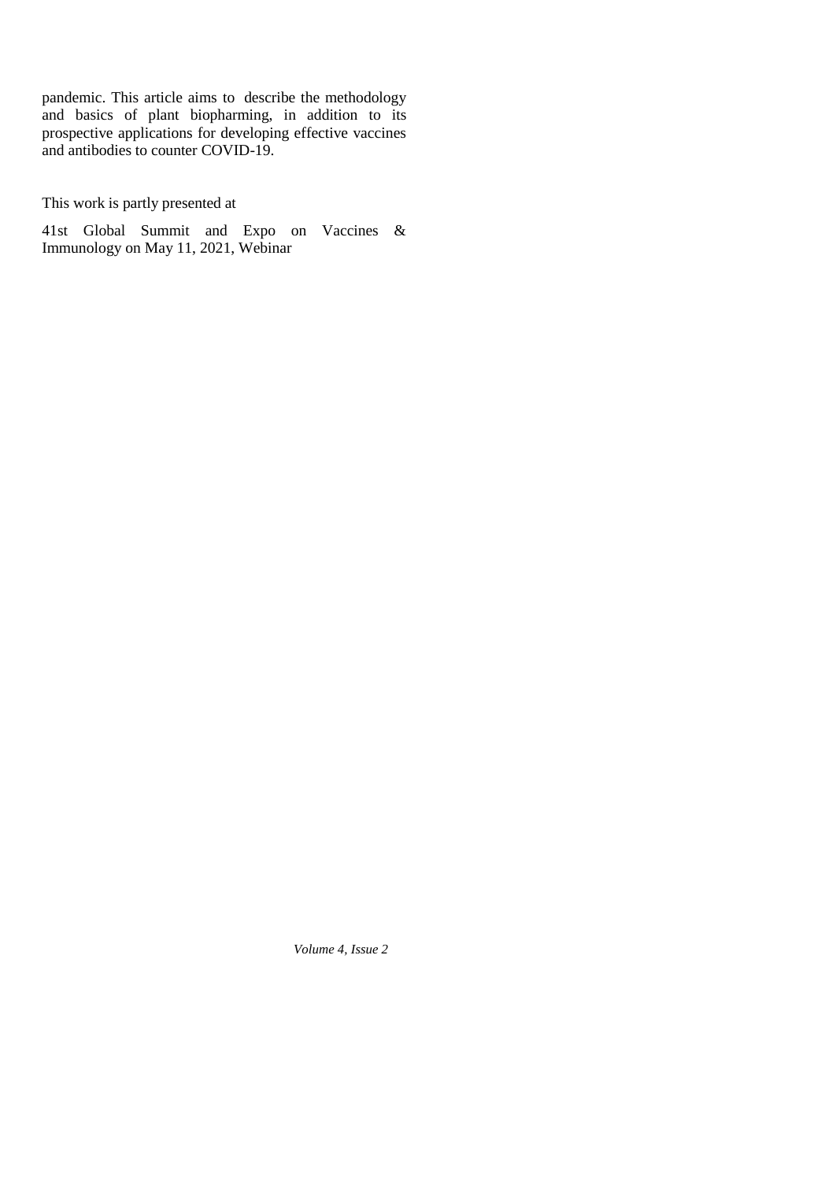pandemic. This article aims to describe the methodology and basics of plant biopharming, in addition to its prospective applications for developing effective vaccines and antibodies to counter COVID-19.

This work is partly presented at

41st Global Summit and Expo on Vaccines & Immunology on May 11, 2021, Webinar